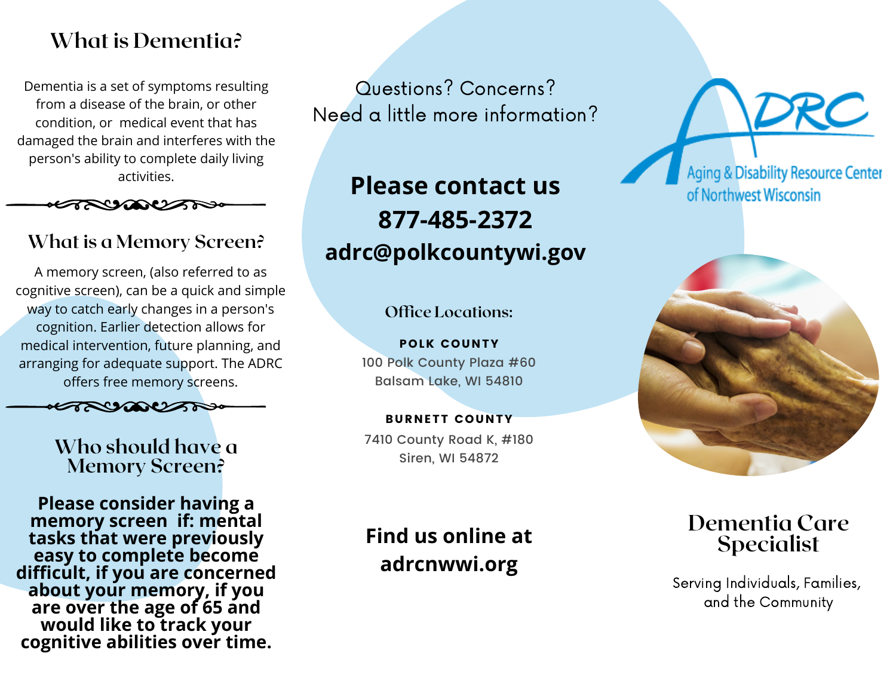## What is Dementia?

Dementia is a set of symptoms resulting from a disease of the brain, or other condition, or medical event that has damaged the brain and interferes with the person's ability to complete daily living activities.

## What is a Memory Screen?

A memory screen, (also referred to as cognitive screen), can be a quick and simple way to catch early changes in a person's cognition. Earlier detection allows for medical intervention, future planning, and arranging for adequate support. The ADRC offers free memory screens.

## Who should have a Memory Screen?

**Please consider having a memory screen if: mental tasks that were previously easy to complete become difficult, if you are concerned about your memory, if you are over the age of 65 and would like to track your cognitive abilities over time.**

Questions? Concerns?
Need a little more information?

**Please contact us**
**877-485-2372**
**adrc@polkcountywi.gov**

### Office Locations:

**POLK COUNTY**
100 Polk County Plaza #60
Balsam Lake, WI 54810

**BURNETT COUNTY**
7410 County Road K, #180
Siren, WI 54872

**Find us online at adrcnwwi.org**

ADRC
Aging & Disability Resource Center of Northwest Wisconsin

# Dementia Care Specialist

Serving Individuals, Families, and the Community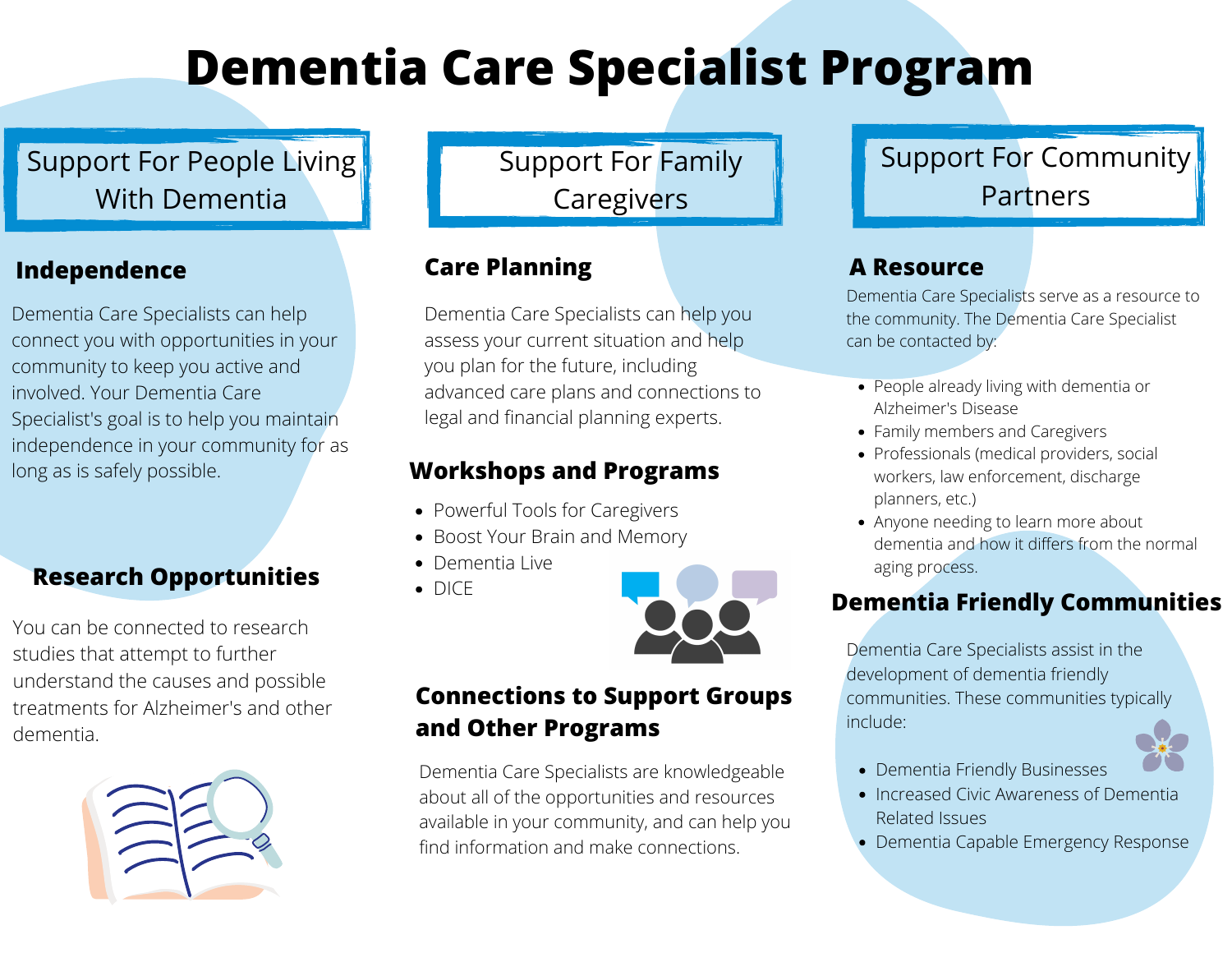# Dementia Care Specialist Program

## Support For People Living With Dementia

### Independence

Dementia Care Specialists can help connect you with opportunities in your community to keep you active and involved. Your Dementia Care Specialist's goal is to help you maintain independence in your community for as long as is safely possible.

### Research Opportunities

You can be connected to research studies that attempt to further understand the causes and possible treatments for Alzheimer's and other dementia.

## Support For Family Caregivers

### Care Planning

Dementia Care Specialists can help you assess your current situation and help you plan for the future, including advanced care plans and connections to legal and financial planning experts.

### Workshops and Programs

- Powerful Tools for Caregivers
- Boost Your Brain and Memory
- Dementia Live
- DICE

### Connections to Support Groups and Other Programs

Dementia Care Specialists are knowledgeable about all of the opportunities and resources available in your community, and can help you find information and make connections.

## Support For Community Partners

### A Resource

Dementia Care Specialists serve as a resource to the community. The Dementia Care Specialist can be contacted by:

- People already living with dementia or Alzheimer's Disease
- Family members and Caregivers
- Professionals (medical providers, social workers, law enforcement, discharge planners, etc.)
- Anyone needing to learn more about dementia and how it differs from the normal aging process.

### Dementia Friendly Communities

Dementia Care Specialists assist in the development of dementia friendly communities. These communities typically include:

- Dementia Friendly Businesses
- Increased Civic Awareness of Dementia Related Issues
- Dementia Capable Emergency Response